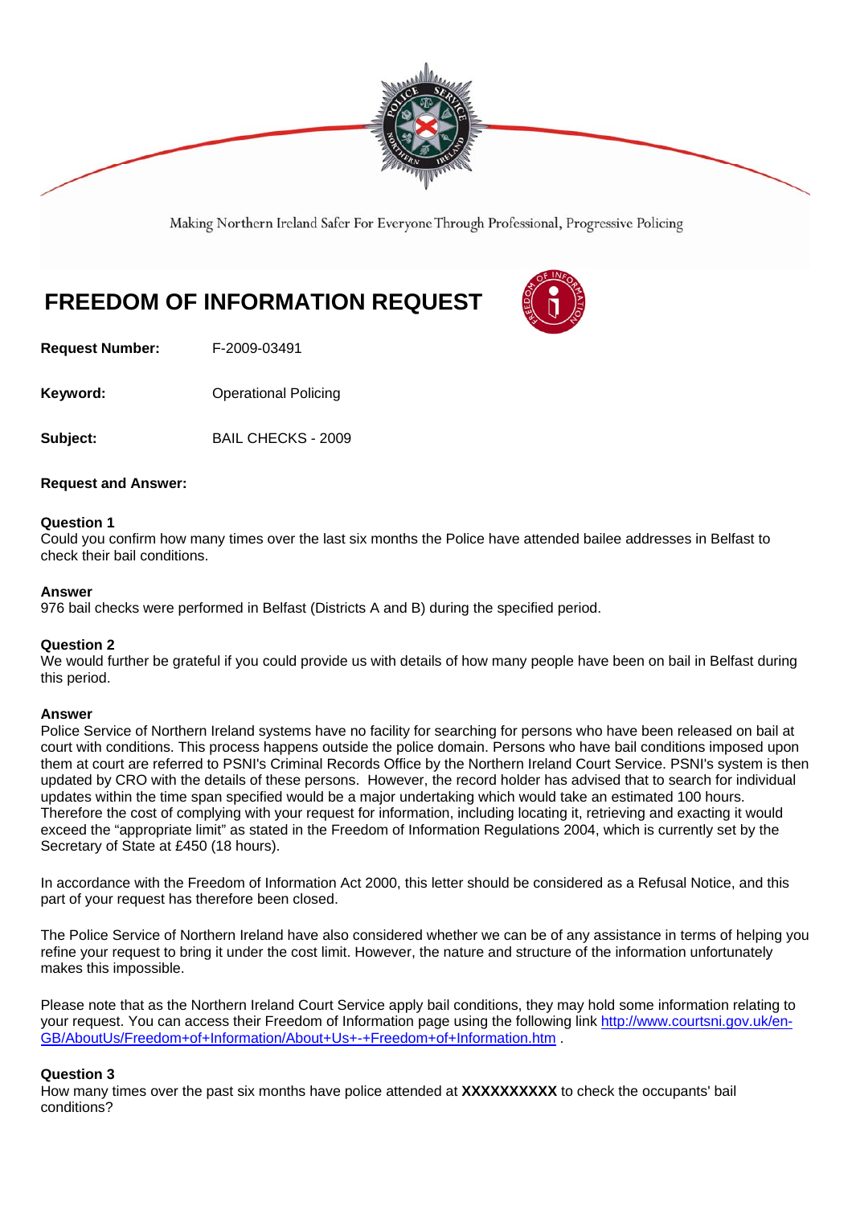Making Northern Ireland Safer For Everyone Through Professional, Progressive Policing

# FREEDOM OF INFORMATION REQUEST

**Request Number:** F-2009-03491

**Keyword:** Operational Policing

**Subject:** BAIL CHECKS - 2009

**Request and Answer:**

**Question 1**
Could you confirm how many times over the last six months the Police have attended bailee addresses in Belfast to check their bail conditions.

**Answer**
976 bail checks were performed in Belfast (Districts A and B) during the specified period.

**Question 2**
We would further be grateful if you could provide us with details of how many people have been on bail in Belfast during this period.

**Answer**
Police Service of Northern Ireland systems have no facility for searching for persons who have been released on bail at court with conditions. This process happens outside the police domain. Persons who have bail conditions imposed upon them at court are referred to PSNI's Criminal Records Office by the Northern Ireland Court Service. PSNI's system is then updated by CRO with the details of these persons. However, the record holder has advised that to search for individual updates within the time span specified would be a major undertaking which would take an estimated 100 hours. Therefore the cost of complying with your request for information, including locating it, retrieving and exacting it would exceed the "appropriate limit" as stated in the Freedom of Information Regulations 2004, which is currently set by the Secretary of State at £450 (18 hours).

In accordance with the Freedom of Information Act 2000, this letter should be considered as a Refusal Notice, and this part of your request has therefore been closed.

The Police Service of Northern Ireland have also considered whether we can be of any assistance in terms of helping you refine your request to bring it under the cost limit. However, the nature and structure of the information unfortunately makes this impossible.

Please note that as the Northern Ireland Court Service apply bail conditions, they may hold some information relating to your request. You can access their Freedom of Information page using the following link [http://www.courtsni.gov.uk/en-GB/AboutUs/Freedom+of+Information/About+Us+-+Freedom+of+Information.htm](http://www.courtsni.gov.uk/en-GB/AboutUs/Freedom+of+Information/About+Us+-+Freedom+of+Information.htm) .

**Question 3**
How many times over the past six months have police attended at **XXXXXXXXXX** to check the occupants' bail conditions?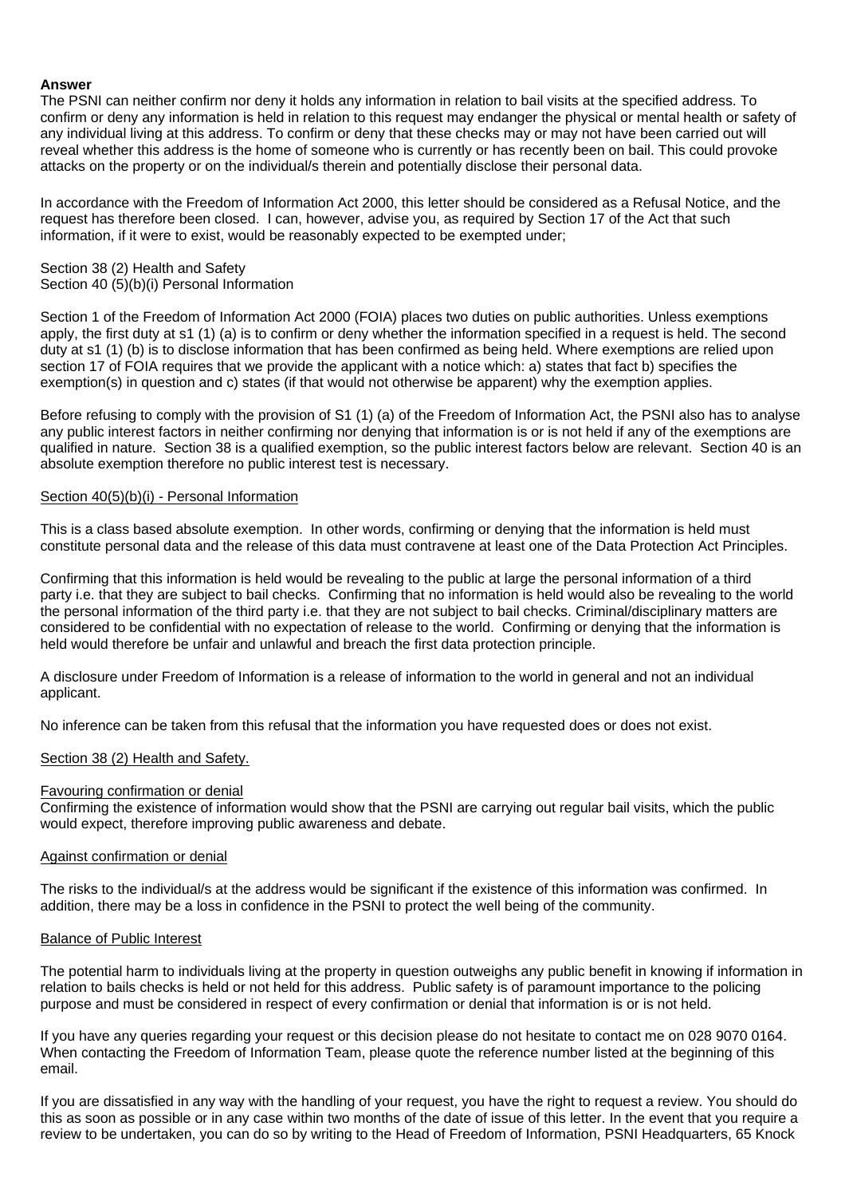**Answer**

The PSNI can neither confirm nor deny it holds any information in relation to bail visits at the specified address. To confirm or deny any information is held in relation to this request may endanger the physical or mental health or safety of any individual living at this address. To confirm or deny that these checks may or may not have been carried out will reveal whether this address is the home of someone who is currently or has recently been on bail. This could provoke attacks on the property or on the individual/s therein and potentially disclose their personal data.

In accordance with the Freedom of Information Act 2000, this letter should be considered as a Refusal Notice, and the request has therefore been closed. I can, however, advise you, as required by Section 17 of the Act that such information, if it were to exist, would be reasonably expected to be exempted under;

Section 38 (2) Health and Safety
Section 40 (5)(b)(i) Personal Information

Section 1 of the Freedom of Information Act 2000 (FOIA) places two duties on public authorities. Unless exemptions apply, the first duty at s1 (1) (a) is to confirm or deny whether the information specified in a request is held. The second duty at s1 (1) (b) is to disclose information that has been confirmed as being held. Where exemptions are relied upon section 17 of FOIA requires that we provide the applicant with a notice which: a) states that fact b) specifies the exemption(s) in question and c) states (if that would not otherwise be apparent) why the exemption applies.

Before refusing to comply with the provision of S1 (1) (a) of the Freedom of Information Act, the PSNI also has to analyse any public interest factors in neither confirming nor denying that information is or is not held if any of the exemptions are qualified in nature. Section 38 is a qualified exemption, so the public interest factors below are relevant. Section 40 is an absolute exemption therefore no public interest test is necessary.

Section 40(5)(b)(i) - Personal Information

This is a class based absolute exemption. In other words, confirming or denying that the information is held must constitute personal data and the release of this data must contravene at least one of the Data Protection Act Principles.

Confirming that this information is held would be revealing to the public at large the personal information of a third party i.e. that they are subject to bail checks. Confirming that no information is held would also be revealing to the world the personal information of the third party i.e. that they are not subject to bail checks. Criminal/disciplinary matters are considered to be confidential with no expectation of release to the world. Confirming or denying that the information is held would therefore be unfair and unlawful and breach the first data protection principle.

A disclosure under Freedom of Information is a release of information to the world in general and not an individual applicant.

No inference can be taken from this refusal that the information you have requested does or does not exist.

Section 38 (2) Health and Safety.

Favouring confirmation or denial

Confirming the existence of information would show that the PSNI are carrying out regular bail visits, which the public would expect, therefore improving public awareness and debate.

Against confirmation or denial

The risks to the individual/s at the address would be significant if the existence of this information was confirmed. In addition, there may be a loss in confidence in the PSNI to protect the well being of the community.

Balance of Public Interest

The potential harm to individuals living at the property in question outweighs any public benefit in knowing if information in relation to bails checks is held or not held for this address. Public safety is of paramount importance to the policing purpose and must be considered in respect of every confirmation or denial that information is or is not held.

If you have any queries regarding your request or this decision please do not hesitate to contact me on 028 9070 0164. When contacting the Freedom of Information Team, please quote the reference number listed at the beginning of this email.

If you are dissatisfied in any way with the handling of your request, you have the right to request a review. You should do this as soon as possible or in any case within two months of the date of issue of this letter. In the event that you require a review to be undertaken, you can do so by writing to the Head of Freedom of Information, PSNI Headquarters, 65 Knock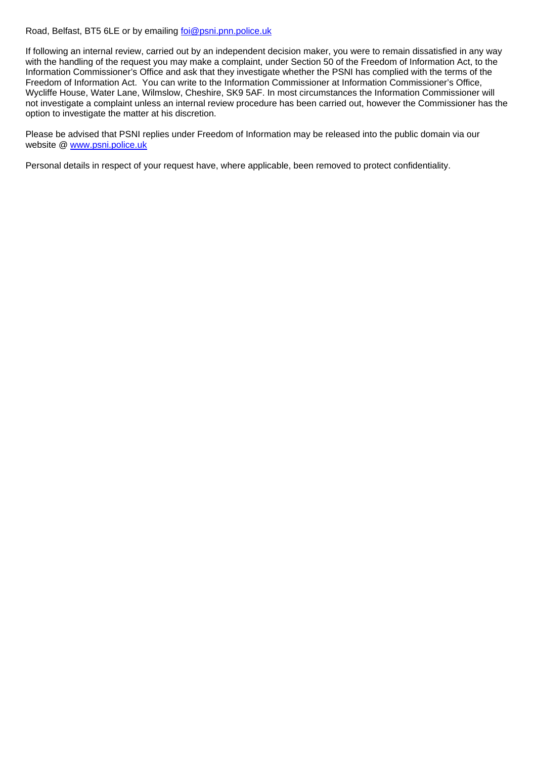Road, Belfast, BT5 6LE or by emailing foi@psni.pnn.police.uk

If following an internal review, carried out by an independent decision maker, you were to remain dissatisfied in any way with the handling of the request you may make a complaint, under Section 50 of the Freedom of Information Act, to the Information Commissioner's Office and ask that they investigate whether the PSNI has complied with the terms of the Freedom of Information Act. You can write to the Information Commissioner at Information Commissioner's Office, Wycliffe House, Water Lane, Wilmslow, Cheshire, SK9 5AF. In most circumstances the Information Commissioner will not investigate a complaint unless an internal review procedure has been carried out, however the Commissioner has the option to investigate the matter at his discretion.

Please be advised that PSNI replies under Freedom of Information may be released into the public domain via our website @ www.psni.police.uk

Personal details in respect of your request have, where applicable, been removed to protect confidentiality.